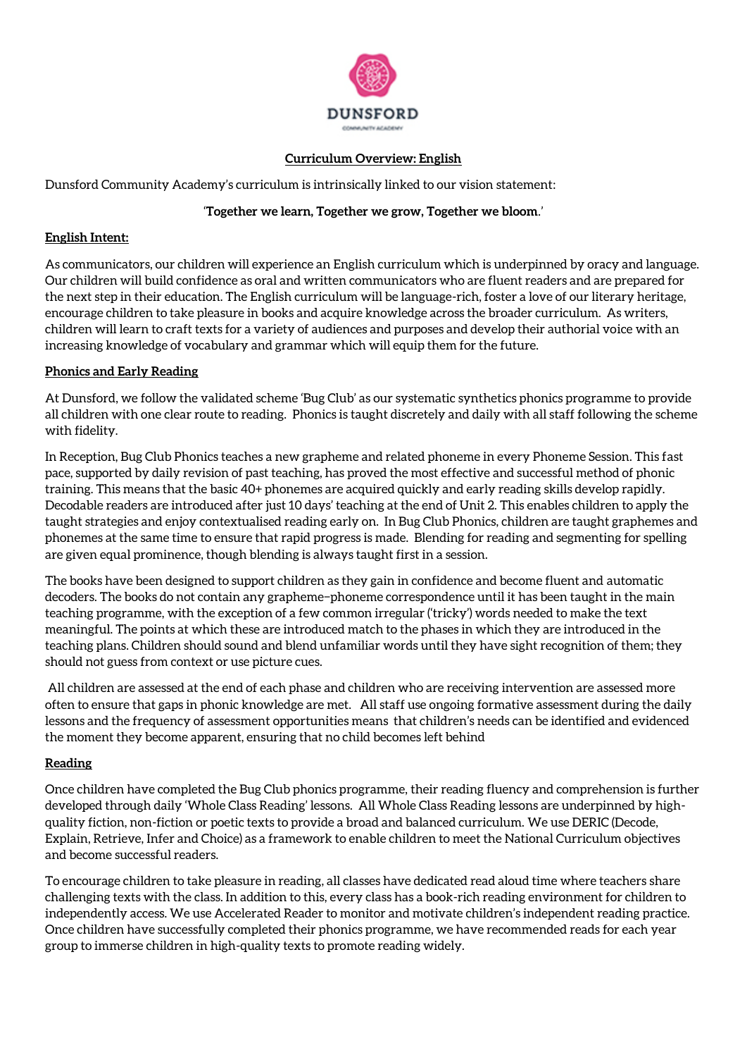DUNSFORD

COMMUNITY ACADEMY

## Curriculum Overview: English

Dunsford Community Academy's curriculum is intrinsically linked to our vision statement:

'**Together we learn, Together we grow, Together we bloom**.'

### English Intent:

As communicators, our children will experience an English curriculum which is underpinned by oracy and language. Our children will build confidence as oral and written communicators who are fluent readers and are prepared for the next step in their education. The English curriculum will be language-rich, foster a love of our literary heritage, encourage children to take pleasure in books and acquire knowledge across the broader curriculum. As writers, children will learn to craft texts for a variety of audiences and purposes and develop their authorial voice with an increasing knowledge of vocabulary and grammar which will equip them for the future.

### Phonics and Early Reading

At Dunsford, we follow the validated scheme 'Bug Club' as our systematic synthetics phonics programme to provide all children with one clear route to reading. Phonics is taught discretely and daily with all staff following the scheme with fidelity.

In Reception, Bug Club Phonics teaches a new grapheme and related phoneme in every Phoneme Session. This fast pace, supported by daily revision of past teaching, has proved the most effective and successful method of phonic training. This means that the basic 40+ phonemes are acquired quickly and early reading skills develop rapidly. Decodable readers are introduced after just 10 days' teaching at the end of Unit 2. This enables children to apply the taught strategies and enjoy contextualised reading early on. In Bug Club Phonics, children are taught graphemes and phonemes at the same time to ensure that rapid progress is made. Blending for reading and segmenting for spelling are given equal prominence, though blending is always taught first in a session.

The books have been designed to support children as they gain in confidence and become fluent and automatic decoders. The books do not contain any grapheme–phoneme correspondence until it has been taught in the main teaching programme, with the exception of a few common irregular ('tricky') words needed to make the text meaningful. The points at which these are introduced match to the phases in which they are introduced in the teaching plans. Children should sound and blend unfamiliar words until they have sight recognition of them; they should not guess from context or use picture cues.

All children are assessed at the end of each phase and children who are receiving intervention are assessed more often to ensure that gaps in phonic knowledge are met. All staff use ongoing formative assessment during the daily lessons and the frequency of assessment opportunities means that children's needs can be identified and evidenced the moment they become apparent, ensuring that no child becomes left behind

### Reading

Once children have completed the Bug Club phonics programme, their reading fluency and comprehension is further developed through daily 'Whole Class Reading' lessons. All Whole Class Reading lessons are underpinned by high-quality fiction, non-fiction or poetic texts to provide a broad and balanced curriculum. We use DERIC (Decode, Explain, Retrieve, Infer and Choice) as a framework to enable children to meet the National Curriculum objectives and become successful readers.

To encourage children to take pleasure in reading, all classes have dedicated read aloud time where teachers share challenging texts with the class. In addition to this, every class has a book-rich reading environment for children to independently access. We use Accelerated Reader to monitor and motivate children's independent reading practice. Once children have successfully completed their phonics programme, we have recommended reads for each year group to immerse children in high-quality texts to promote reading widely.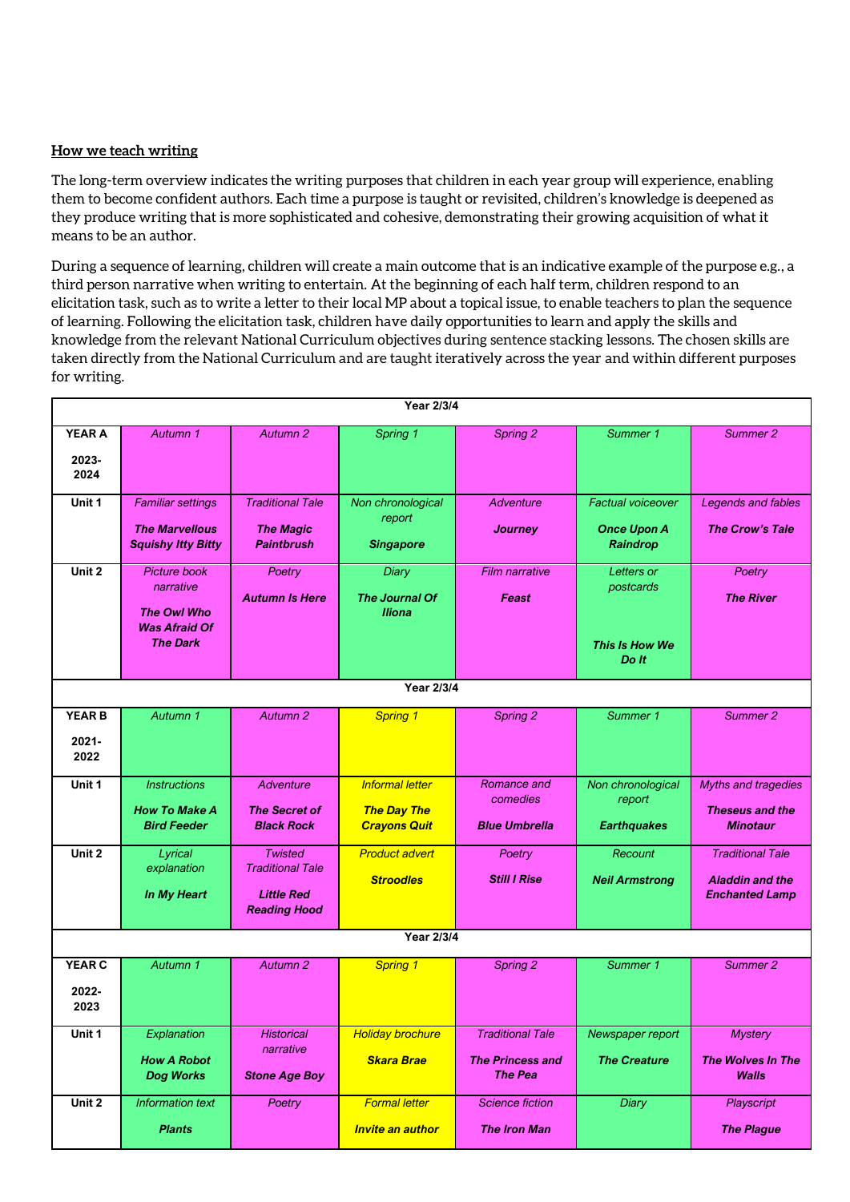**How we teach writing**

The long-term overview indicates the writing purposes that children in each year group will experience, enabling them to become confident authors. Each time a purpose is taught or revisited, children's knowledge is deepened as they produce writing that is more sophisticated and cohesive, demonstrating their growing acquisition of what it means to be an author.

During a sequence of learning, children will create a main outcome that is an indicative example of the purpose e.g., a third person narrative when writing to entertain. At the beginning of each half term, children respond to an elicitation task, such as to write a letter to their local MP about a topical issue, to enable teachers to plan the sequence of learning. Following the elicitation task, children have daily opportunities to learn and apply the skills and knowledge from the relevant National Curriculum objectives during sentence stacking lessons. The chosen skills are taken directly from the National Curriculum and are taught iteratively across the year and within different purposes for writing.

| **Year 2/3/4** | | | | | | |
|---|---|---|---|---|---|---|
| **YEAR A 2023-2024** | *Autumn 1* | *Autumn 2* | *Spring 1* | *Spring 2* | *Summer 1* | *Summer 2* |
| **Unit 1** | *Familiar settings* ***The Marvellous Squishy Itty Bitty*** | *Traditional Tale* ***The Magic Paintbrush*** | *Non chronological report* ***Singapore*** | *Adventure* ***Journey*** | *Factual voiceover* ***Once Upon A Raindrop*** | *Legends and fables* ***The Crow's Tale*** |
| **Unit 2** | *Picture book narrative* ***The Owl Who Was Afraid Of The Dark*** | *Poetry* ***Autumn Is Here*** | *Diary* ***The Journal Of Iliona*** | *Film narrative* ***Feast*** | *Letters or postcards* ***This Is How We Do It*** | *Poetry* ***The River*** |
| **Year 2/3/4** | | | | | | |
| **YEAR B 2021-2022** | *Autumn 1* | *Autumn 2* | *Spring 1* | *Spring 2* | *Summer 1* | *Summer 2* |
| **Unit 1** | *Instructions* ***How To Make A Bird Feeder*** | *Adventure* ***The Secret of Black Rock*** | *Informal letter* ***The Day The Crayons Quit*** | *Romance and comedies* ***Blue Umbrella*** | *Non chronological report* ***Earthquakes*** | *Myths and tragedies* ***Theseus and the Minotaur*** |
| **Unit 2** | *Lyrical explanation* ***In My Heart*** | *Twisted Traditional Tale* ***Little Red Reading Hood*** | *Product advert* ***Stroodles*** | *Poetry* ***Still I Rise*** | *Recount* ***Neil Armstrong*** | *Traditional Tale* ***Aladdin and the Enchanted Lamp*** |
| **Year 2/3/4** | | | | | | |
| **YEAR C 2022-2023** | *Autumn 1* | *Autumn 2* | *Spring 1* | *Spring 2* | *Summer 1* | *Summer 2* |
| **Unit 1** | *Explanation* ***How A Robot Dog Works*** | *Historical narrative* ***Stone Age Boy*** | *Holiday brochure* ***Skara Brae*** | *Traditional Tale* ***The Princess and The Pea*** | *Newspaper report* ***The Creature*** | *Mystery* ***The Wolves In The Walls*** |
| **Unit 2** | *Information text* ***Plants*** | *Poetry* | *Formal letter* ***Invite an author*** | *Science fiction* ***The Iron Man*** | *Diary* | *Playscript* ***The Plague*** |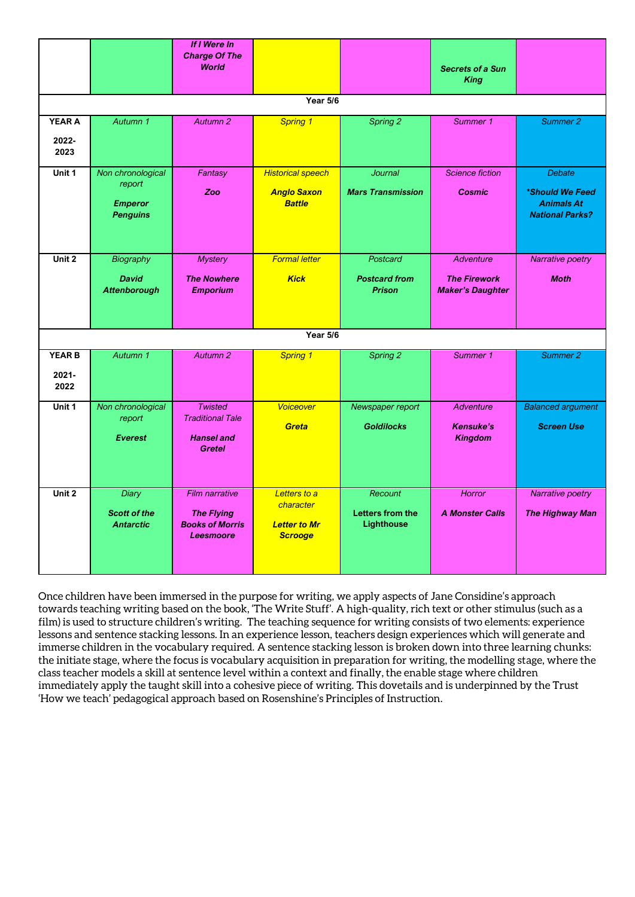| | | | | | | |
|---|---|---|---|---|---|---|
| | | ***If I Were In Charge Of The World*** | | | ***Secrets of a Sun King*** | |

| Year 5/6 | | | | | | |
|---|---|---|---|---|---|---|
| **YEAR A 2022-2023** | *Autumn 1* | *Autumn 2* | *Spring 1* | *Spring 2* | *Summer 1* | *Summer 2* |
| **Unit 1** | *Non chronological report* ***Emperor Penguins*** | *Fantasy* ***Zoo*** | *Historical speech* ***Anglo Saxon Battle*** | *Journal* ***Mars Transmission*** | *Science fiction* ***Cosmic*** | *Debate* ***\*Should We Feed Animals At National Parks?*** |
| **Unit 2** | *Biography* ***David Attenborough*** | *Mystery* ***The Nowhere Emporium*** | *Formal letter* ***Kick*** | *Postcard* ***Postcard from Prison*** | *Adventure* ***The Firework Maker's Daughter*** | *Narrative poetry* ***Moth*** |

| Year 5/6 | | | | | | |
|---|---|---|---|---|---|---|
| **YEAR B 2021-2022** | *Autumn 1* | *Autumn 2* | *Spring 1* | *Spring 2* | *Summer 1* | *Summer 2* |
| **Unit 1** | *Non chronological report* ***Everest*** | *Twisted Traditional Tale* ***Hansel and Gretel*** | *Voiceover* ***Greta*** | *Newspaper report* ***Goldilocks*** | *Adventure* ***Kensuke's Kingdom*** | *Balanced argument* ***Screen Use*** |
| **Unit 2** | *Diary* ***Scott of the Antarctic*** | *Film narrative* ***The Flying Books of Morris Leesmoore*** | *Letters to a character* ***Letter to Mr Scrooge*** | *Recount* **Letters from the Lighthouse** | *Horror* ***A Monster Calls*** | *Narrative poetry* ***The Highway Man*** |

Once children have been immersed in the purpose for writing, we apply aspects of Jane Considine's approach towards teaching writing based on the book, 'The Write Stuff'. A high-quality, rich text or other stimulus (such as a film) is used to structure children's writing. The teaching sequence for writing consists of two elements: experience lessons and sentence stacking lessons. In an experience lesson, teachers design experiences which will generate and immerse children in the vocabulary required. A sentence stacking lesson is broken down into three learning chunks: the initiate stage, where the focus is vocabulary acquisition in preparation for writing, the modelling stage, where the class teacher models a skill at sentence level within a context and finally, the enable stage where children immediately apply the taught skill into a cohesive piece of writing. This dovetails and is underpinned by the Trust 'How we teach' pedagogical approach based on Rosenshine's Principles of Instruction.